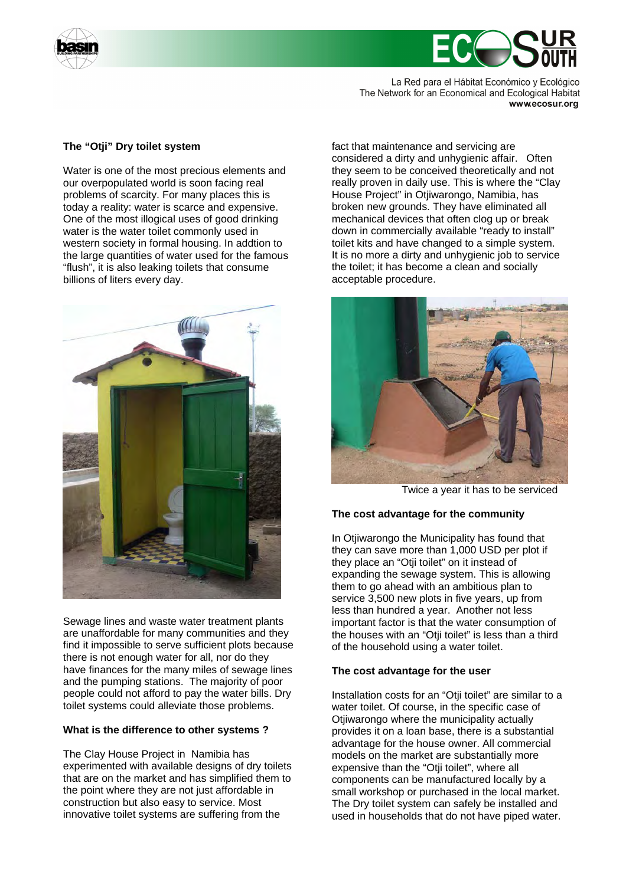## The "Otji" Dry toilet system

Water is one of the most precious elements and our overpopulated world is soon facing real problems of scarcity. For many places this is today a reality: water is scarce and expensive. One of the most illogical uses of good drinking water is the water toilet commonly used in western society in formal housing. In addtion to the large quantities of water used for the famous "flush", it is also leaking toilets that consume billions of liters every day.

Sewage lines and waste water treatment plants are unaffordable for many communities and they find it impossible to serve sufficient plots because there is not enough water for all, nor do they have finances for the many miles of sewage lines and the pumping stations. The majority of poor people could not afford to pay the water bills. Dry toilet systems could alleviate those problems.

## What is the difference to other systems ?

The Clay House Project in Namibia has experimented with available designs of dry toilets that are on the market and has simplified them to the point where they are not just affordable in construction but also easy to service. Most innovative toilet systems are suffering from the fact that maintenance and servicing are considered a dirty and unhygienic affair. Often they seem to be conceived theoretically and not really proven in daily use. This is where the "Clay House Project" in Otjiwarongo, Namibia, has broken new grounds. They have eliminated all mechanical devices that often clog up or break down in commercially available "ready to install" toilet kits and have changed to a simple system. It is no more a dirty and unhygienic job to service the toilet; it has become a clean and socially acceptable procedure.

Twice a year it has to be serviced

## The cost advantage for the community

In Otjiwarongo the Municipality has found that they can save more than 1,000 USD per plot if they place an "Otji toilet" on it instead of expanding the sewage system. This is allowing them to go ahead with an ambitious plan to service 3,500 new plots in five years, up from less than hundred a year. Another not less important factor is that the water consumption of the houses with an "Otji toilet" is less than a third of the household using a water toilet.

## The cost advantage for the user

Installation costs for an "Otji toilet" are similar to a water toilet. Of course, in the specific case of Otjiwarongo where the municipality actually provides it on a loan base, there is a substantial advantage for the house owner. All commercial models on the market are substantially more expensive than the "Otji toilet", where all components can be manufactured locally by a small workshop or purchased in the local market. The Dry toilet system can safely be installed and used in households that do not have piped water.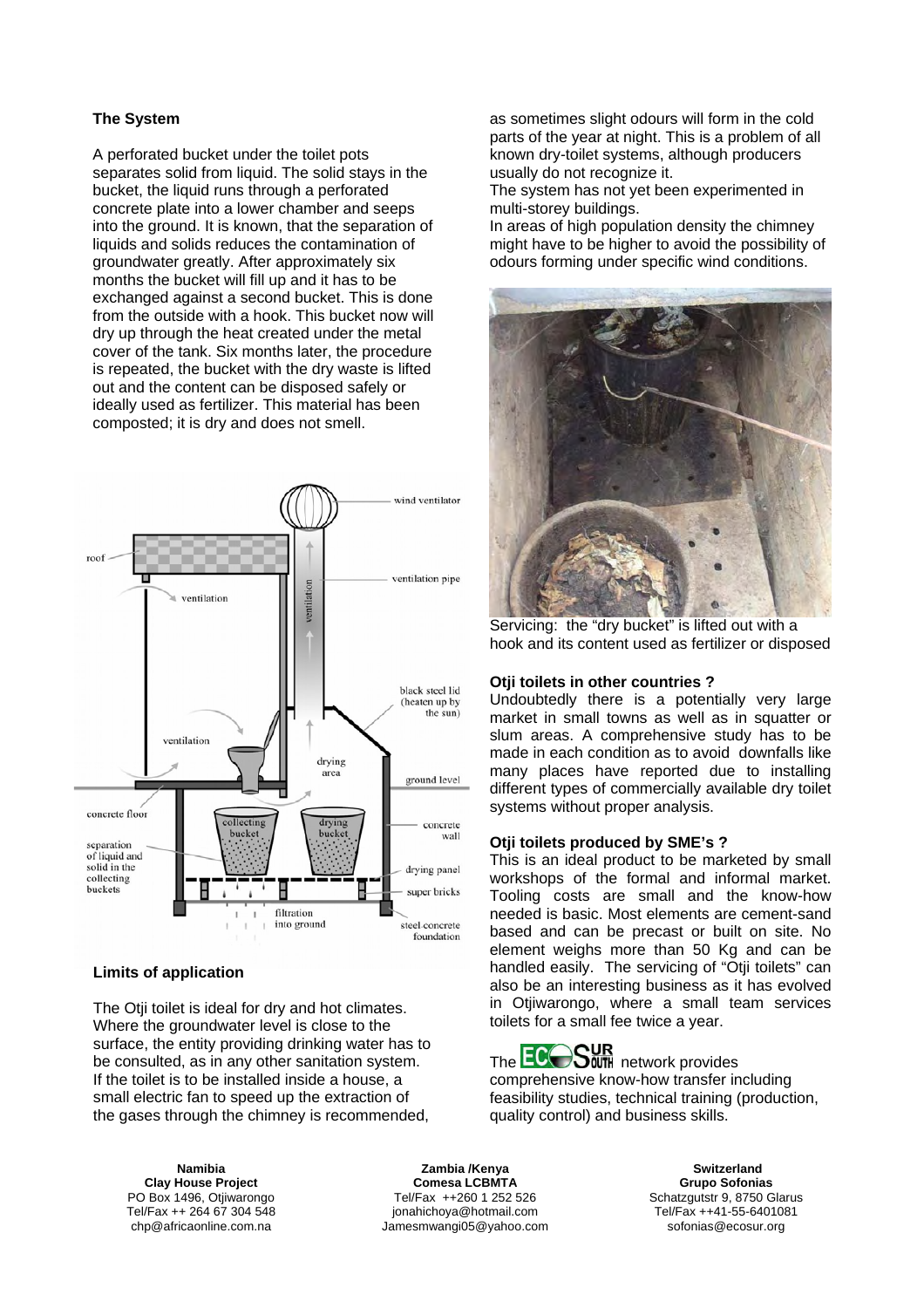## The System

A perforated bucket under the toilet pots separates solid from liquid. The solid stays in the bucket, the liquid runs through a perforated concrete plate into a lower chamber and seeps into the ground. It is known, that the separation of liquids and solids reduces the contamination of groundwater greatly. After approximately six months the bucket will fill up and it has to be exchanged against a second bucket. This is done from the outside with a hook. This bucket now will dry up through the heat created under the metal cover of the tank. Six months later, the procedure is repeated, the bucket with the dry waste is lifted out and the content can be disposed safely or ideally used as fertilizer. This material has been composted; it is dry and does not smell.

wind ventilator
roof
ventilation pipe
ventilation
ventilation
black steel lid (heaten up by the sun)
ventilation
drying area
ground level
concrete floor
collecting bucket
drying bucket
concrete wall
separation of liquid and solid in the collecting buckets
drying panel
super bricks
filtration into ground
steel-concrete foundation

## Limits of application

The Otji toilet is ideal for dry and hot climates. Where the groundwater level is close to the surface, the entity providing drinking water has to be consulted, as in any other sanitation system. If the toilet is to be installed inside a house, a small electric fan to speed up the extraction of the gases through the chimney is recommended, as sometimes slight odours will form in the cold parts of the year at night. This is a problem of all known dry-toilet systems, although producers usually do not recognize it.

The system has not yet been experimented in multi-storey buildings.

In areas of high population density the chimney might have to be higher to avoid the possibility of odours forming under specific wind conditions.

Servicing: the "dry bucket" is lifted out with a hook and its content used as fertilizer or disposed

## Otji toilets in other countries ?

Undoubtedly there is a potentially very large market in small towns as well as in squatter or slum areas. A comprehensive study has to be made in each condition as to avoid downfalls like many places have reported due to installing different types of commercially available dry toilet systems without proper analysis.

## Otji toilets produced by SME's ?

This is an ideal product to be marketed by small workshops of the formal and informal market. Tooling costs are small and the know-how needed is basic. Most elements are cement-sand based and can be precast or built on site. No element weighs more than 50 Kg and can be handled easily. The servicing of "Otji toilets" can also be an interesting business as it has evolved in Otjiwarongo, where a small team services toilets for a small fee twice a year.

The ECOSUR network provides comprehensive know-how transfer including feasibility studies, technical training (production, quality control) and business skills.

**Namibia**
**Clay House Project**
PO Box 1496, Otjiwarongo
Tel/Fax ++ 264 67 304 548
chp@africaonline.com.na

**Zambia /Kenya**
**Comesa LCBMTA**
Tel/Fax ++260 1 252 526
jonahichoya@hotmail.com
Jamesmwangi05@yahoo.com

**Switzerland**
**Grupo Sofonias**
Schatzgutstr 9, 8750 Glarus
Tel/Fax ++41-55-6401081
sofonias@ecosur.org